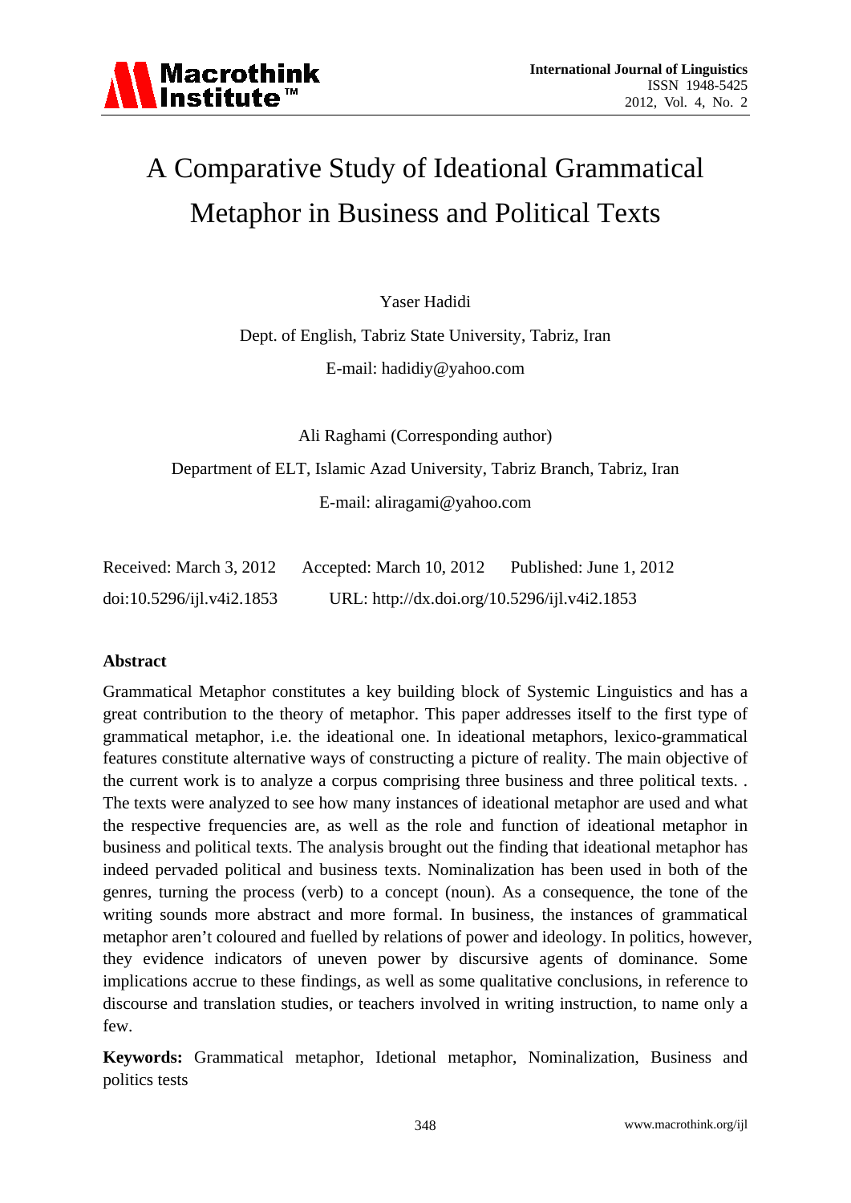# A Comparative Study of Ideational Grammatical Metaphor in Business and Political Texts

Yaser Hadidi

Dept. of English, Tabriz State University, Tabriz, Iran

E-mail: hadidiy@yahoo.com

Ali Raghami (Corresponding author)

Department of ELT, Islamic Azad University, Tabriz Branch, Tabriz, Iran

E-mail: aliragami@yahoo.com

Received: March 3, 2012 Accepted: March 10, 2012 Published: June 1, 2012

doi:10.5296/ijl.v4i2.1853 URL: http://dx.doi.org/10.5296/ijl.v4i2.1853

## Abstract

Grammatical Metaphor constitutes a key building block of Systemic Linguistics and has a great contribution to the theory of metaphor. This paper addresses itself to the first type of grammatical metaphor, i.e. the ideational one. In ideational metaphors, lexico-grammatical features constitute alternative ways of constructing a picture of reality. The main objective of the current work is to analyze a corpus comprising three business and three political texts. . The texts were analyzed to see how many instances of ideational metaphor are used and what the respective frequencies are, as well as the role and function of ideational metaphor in business and political texts. The analysis brought out the finding that ideational metaphor has indeed pervaded political and business texts. Nominalization has been used in both of the genres, turning the process (verb) to a concept (noun). As a consequence, the tone of the writing sounds more abstract and more formal. In business, the instances of grammatical metaphor aren't coloured and fuelled by relations of power and ideology. In politics, however, they evidence indicators of uneven power by discursive agents of dominance. Some implications accrue to these findings, as well as some qualitative conclusions, in reference to discourse and translation studies, or teachers involved in writing instruction, to name only a few.

**Keywords:** Grammatical metaphor, Idetional metaphor, Nominalization, Business and politics tests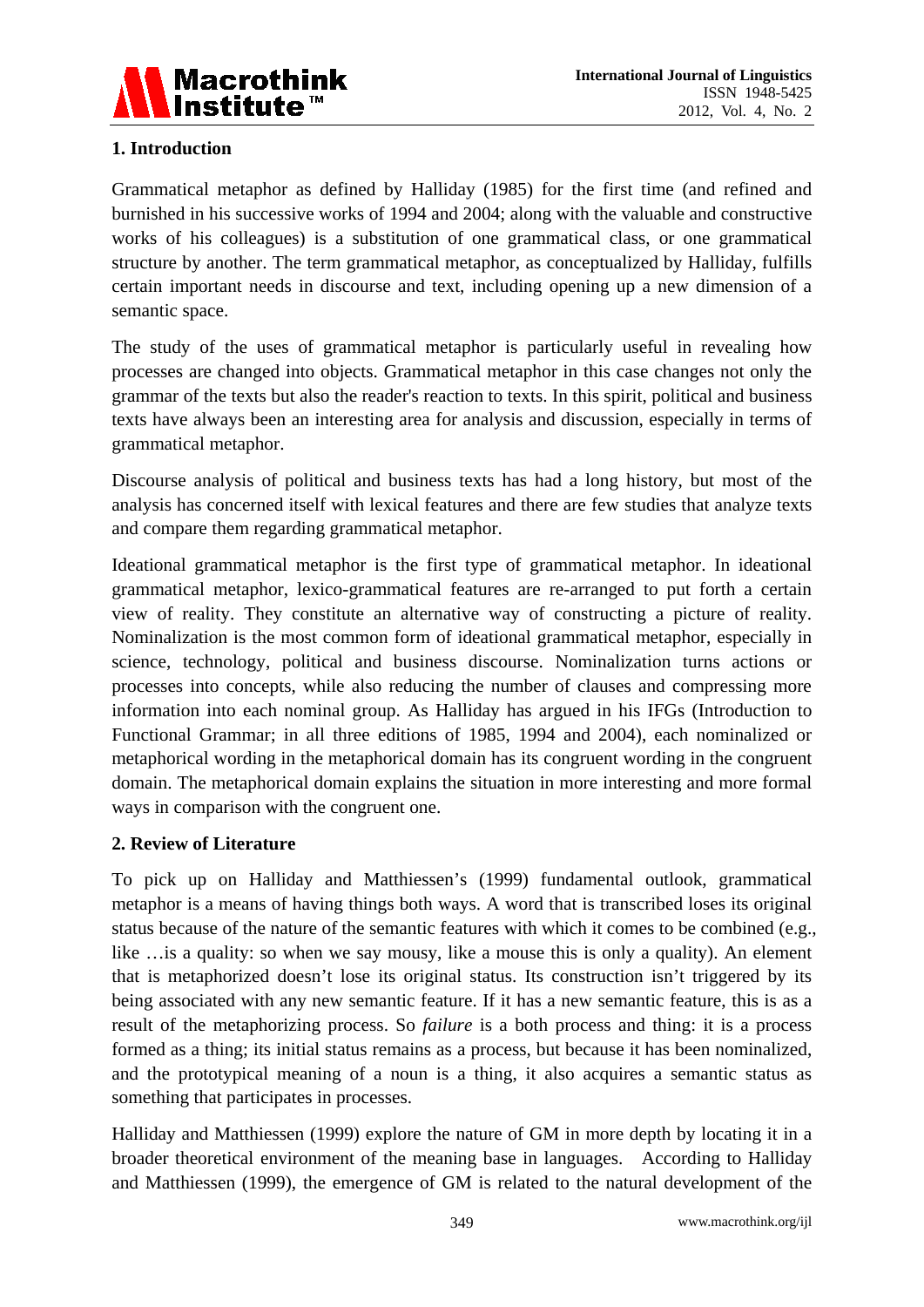## 1. Introduction

Grammatical metaphor as defined by Halliday (1985) for the first time (and refined and burnished in his successive works of 1994 and 2004; along with the valuable and constructive works of his colleagues) is a substitution of one grammatical class, or one grammatical structure by another. The term grammatical metaphor, as conceptualized by Halliday, fulfills certain important needs in discourse and text, including opening up a new dimension of a semantic space.

The study of the uses of grammatical metaphor is particularly useful in revealing how processes are changed into objects. Grammatical metaphor in this case changes not only the grammar of the texts but also the reader's reaction to texts. In this spirit, political and business texts have always been an interesting area for analysis and discussion, especially in terms of grammatical metaphor.

Discourse analysis of political and business texts has had a long history, but most of the analysis has concerned itself with lexical features and there are few studies that analyze texts and compare them regarding grammatical metaphor.

Ideational grammatical metaphor is the first type of grammatical metaphor. In ideational grammatical metaphor, lexico-grammatical features are re-arranged to put forth a certain view of reality. They constitute an alternative way of constructing a picture of reality. Nominalization is the most common form of ideational grammatical metaphor, especially in science, technology, political and business discourse. Nominalization turns actions or processes into concepts, while also reducing the number of clauses and compressing more information into each nominal group. As Halliday has argued in his IFGs (Introduction to Functional Grammar; in all three editions of 1985, 1994 and 2004), each nominalized or metaphorical wording in the metaphorical domain has its congruent wording in the congruent domain. The metaphorical domain explains the situation in more interesting and more formal ways in comparison with the congruent one.

## 2. Review of Literature

To pick up on Halliday and Matthiessen's (1999) fundamental outlook, grammatical metaphor is a means of having things both ways. A word that is transcribed loses its original status because of the nature of the semantic features with which it comes to be combined (e.g., like …is a quality: so when we say mousy, like a mouse this is only a quality). An element that is metaphorized doesn't lose its original status. Its construction isn't triggered by its being associated with any new semantic feature. If it has a new semantic feature, this is as a result of the metaphorizing process. So *failure* is a both process and thing: it is a process formed as a thing; its initial status remains as a process, but because it has been nominalized, and the prototypical meaning of a noun is a thing, it also acquires a semantic status as something that participates in processes.

Halliday and Matthiessen (1999) explore the nature of GM in more depth by locating it in a broader theoretical environment of the meaning base in languages. According to Halliday and Matthiessen (1999), the emergence of GM is related to the natural development of the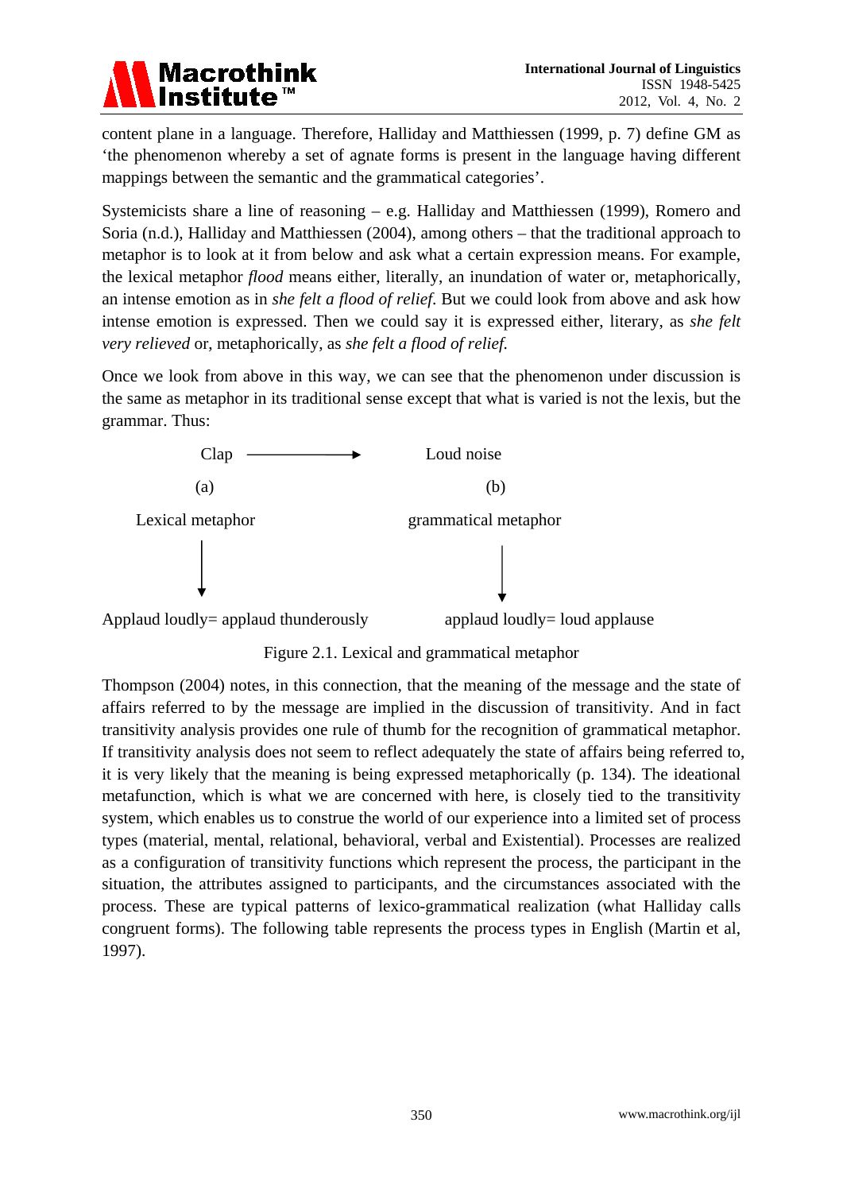content plane in a language. Therefore, Halliday and Matthiessen (1999, p. 7) define GM as 'the phenomenon whereby a set of agnate forms is present in the language having different mappings between the semantic and the grammatical categories'.

Systemicists share a line of reasoning – e.g. Halliday and Matthiessen (1999), Romero and Soria (n.d.), Halliday and Matthiessen (2004), among others – that the traditional approach to metaphor is to look at it from below and ask what a certain expression means. For example, the lexical metaphor *flood* means either, literally, an inundation of water or, metaphorically, an intense emotion as in *she felt a flood of relief*. But we could look from above and ask how intense emotion is expressed. Then we could say it is expressed either, literary, as *she felt very relieved* or, metaphorically, as *she felt a flood of relief.*

Once we look from above in this way, we can see that the phenomenon under discussion is the same as metaphor in its traditional sense except that what is varied is not the lexis, but the grammar. Thus:

Clap ⟶ Loud noise

(a) (b)

Lexical metaphor ↓ Applaud loudly= applaud thunderously

grammatical metaphor ↓ applaud loudly= loud applause

Figure 2.1. Lexical and grammatical metaphor

Thompson (2004) notes, in this connection, that the meaning of the message and the state of affairs referred to by the message are implied in the discussion of transitivity. And in fact transitivity analysis provides one rule of thumb for the recognition of grammatical metaphor. If transitivity analysis does not seem to reflect adequately the state of affairs being referred to, it is very likely that the meaning is being expressed metaphorically (p. 134). The ideational metafunction, which is what we are concerned with here, is closely tied to the transitivity system, which enables us to construe the world of our experience into a limited set of process types (material, mental, relational, behavioral, verbal and Existential). Processes are realized as a configuration of transitivity functions which represent the process, the participant in the situation, the attributes assigned to participants, and the circumstances associated with the process. These are typical patterns of lexico-grammatical realization (what Halliday calls congruent forms). The following table represents the process types in English (Martin et al, 1997).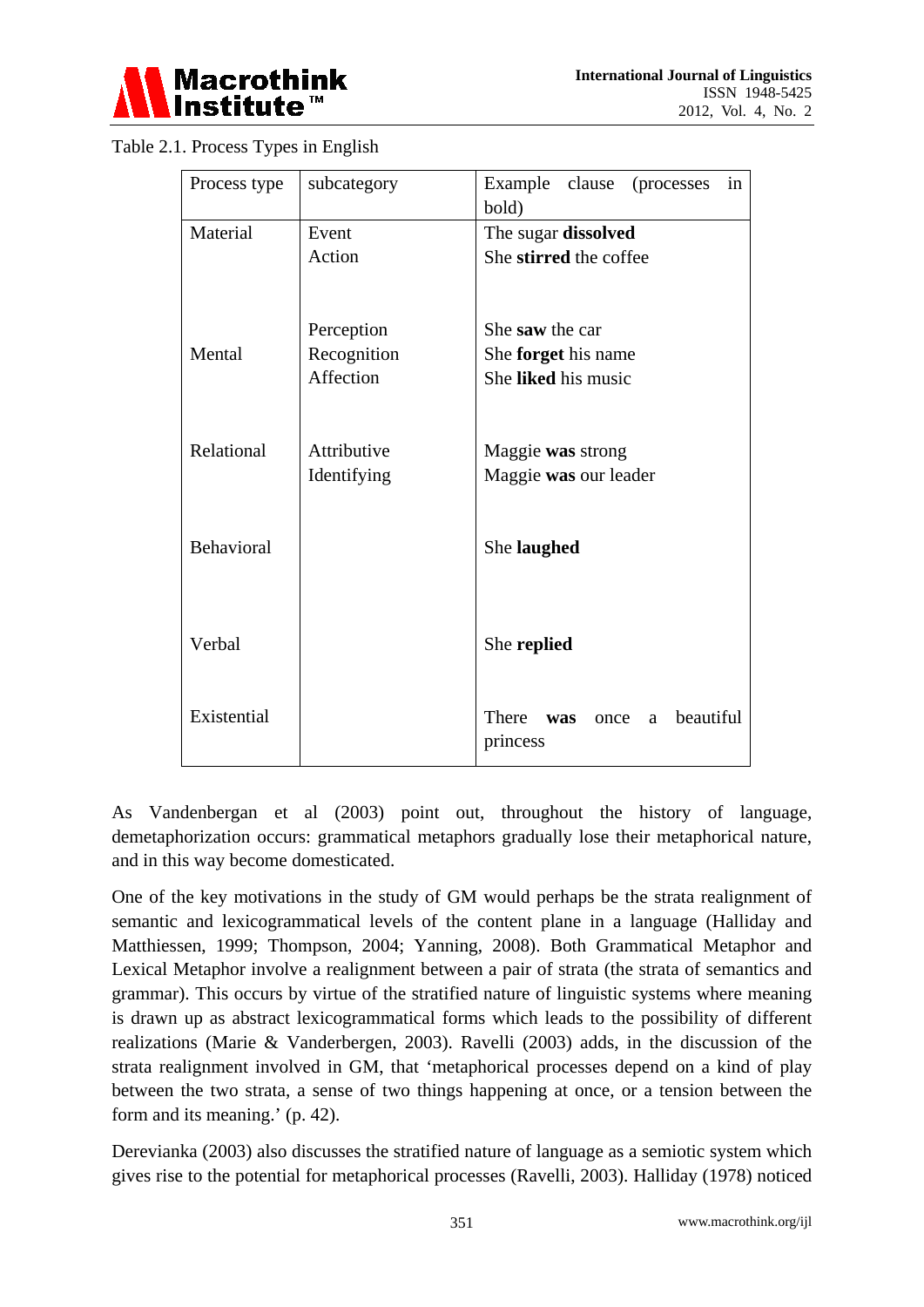Table 2.1. Process Types in English

| Process type | subcategory | Example clause (processes in bold) |
|---|---|---|
| Material | Event | The sugar **dissolved** |
| | Action | She **stirred** the coffee |
| | Perception | She **saw** the car |
| Mental | Recognition | She **forget** his name |
| | Affection | She **liked** his music |
| Relational | Attributive | Maggie **was** strong |
| | Identifying | Maggie **was** our leader |
| Behavioral | | She **laughed** |
| Verbal | | She **replied** |
| Existential | | There **was** once a beautiful princess |

As Vandenbergan et al (2003) point out, throughout the history of language, demetaphorization occurs: grammatical metaphors gradually lose their metaphorical nature, and in this way become domesticated.

One of the key motivations in the study of GM would perhaps be the strata realignment of semantic and lexicogrammatical levels of the content plane in a language (Halliday and Matthiessen, 1999; Thompson, 2004; Yanning, 2008). Both Grammatical Metaphor and Lexical Metaphor involve a realignment between a pair of strata (the strata of semantics and grammar). This occurs by virtue of the stratified nature of linguistic systems where meaning is drawn up as abstract lexicogrammatical forms which leads to the possibility of different realizations (Marie & Vanderbergen, 2003). Ravelli (2003) adds, in the discussion of the strata realignment involved in GM, that 'metaphorical processes depend on a kind of play between the two strata, a sense of two things happening at once, or a tension between the form and its meaning.' (p. 42).

Derevianka (2003) also discusses the stratified nature of language as a semiotic system which gives rise to the potential for metaphorical processes (Ravelli, 2003). Halliday (1978) noticed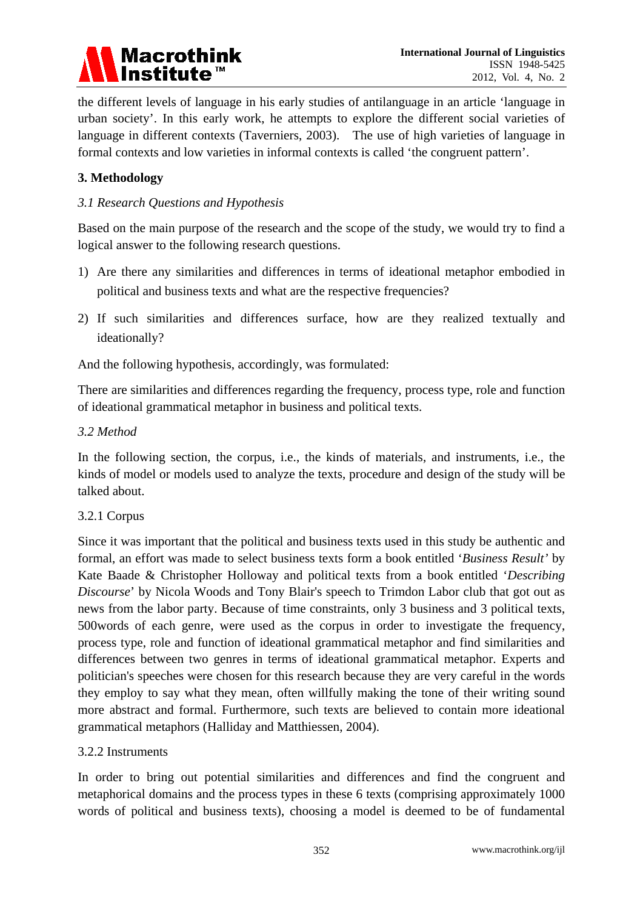the different levels of language in his early studies of antilanguage in an article 'language in urban society'. In this early work, he attempts to explore the different social varieties of language in different contexts (Taverniers, 2003). The use of high varieties of language in formal contexts and low varieties in informal contexts is called 'the congruent pattern'.

## 3. Methodology

### *3.1 Research Questions and Hypothesis*

Based on the main purpose of the research and the scope of the study, we would try to find a logical answer to the following research questions.

1) Are there any similarities and differences in terms of ideational metaphor embodied in political and business texts and what are the respective frequencies?

2) If such similarities and differences surface, how are they realized textually and ideationally?

And the following hypothesis, accordingly, was formulated:

There are similarities and differences regarding the frequency, process type, role and function of ideational grammatical metaphor in business and political texts.

### *3.2 Method*

In the following section, the corpus, i.e., the kinds of materials, and instruments, i.e., the kinds of model or models used to analyze the texts, procedure and design of the study will be talked about.

#### 3.2.1 Corpus

Since it was important that the political and business texts used in this study be authentic and formal, an effort was made to select business texts form a book entitled '*Business Result'* by Kate Baade & Christopher Holloway and political texts from a book entitled '*Describing Discourse*' by Nicola Woods and Tony Blair's speech to Trimdon Labor club that got out as news from the labor party. Because of time constraints, only 3 business and 3 political texts, 500words of each genre, were used as the corpus in order to investigate the frequency, process type, role and function of ideational grammatical metaphor and find similarities and differences between two genres in terms of ideational grammatical metaphor. Experts and politician's speeches were chosen for this research because they are very careful in the words they employ to say what they mean, often willfully making the tone of their writing sound more abstract and formal. Furthermore, such texts are believed to contain more ideational grammatical metaphors (Halliday and Matthiessen, 2004).

#### 3.2.2 Instruments

In order to bring out potential similarities and differences and find the congruent and metaphorical domains and the process types in these 6 texts (comprising approximately 1000 words of political and business texts), choosing a model is deemed to be of fundamental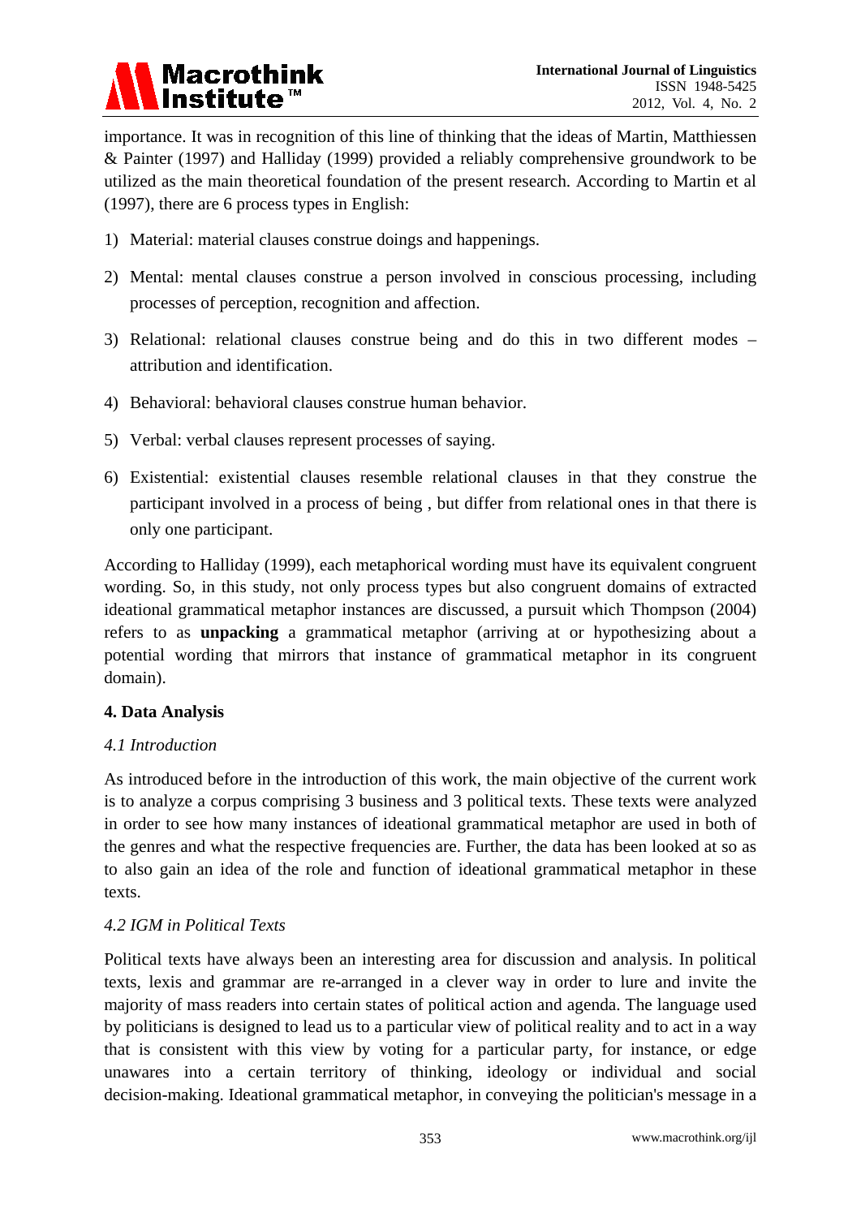importance. It was in recognition of this line of thinking that the ideas of Martin, Matthiessen & Painter (1997) and Halliday (1999) provided a reliably comprehensive groundwork to be utilized as the main theoretical foundation of the present research. According to Martin et al (1997), there are 6 process types in English:

1) Material: material clauses construe doings and happenings.

2) Mental: mental clauses construe a person involved in conscious processing, including processes of perception, recognition and affection.

3) Relational: relational clauses construe being and do this in two different modes – attribution and identification.

4) Behavioral: behavioral clauses construe human behavior.

5) Verbal: verbal clauses represent processes of saying.

6) Existential: existential clauses resemble relational clauses in that they construe the participant involved in a process of being , but differ from relational ones in that there is only one participant.

According to Halliday (1999), each metaphorical wording must have its equivalent congruent wording. So, in this study, not only process types but also congruent domains of extracted ideational grammatical metaphor instances are discussed, a pursuit which Thompson (2004) refers to as **unpacking** a grammatical metaphor (arriving at or hypothesizing about a potential wording that mirrors that instance of grammatical metaphor in its congruent domain).

## 4. Data Analysis

### *4.1 Introduction*

As introduced before in the introduction of this work, the main objective of the current work is to analyze a corpus comprising 3 business and 3 political texts. These texts were analyzed in order to see how many instances of ideational grammatical metaphor are used in both of the genres and what the respective frequencies are. Further, the data has been looked at so as to also gain an idea of the role and function of ideational grammatical metaphor in these texts.

### *4.2 IGM in Political Texts*

Political texts have always been an interesting area for discussion and analysis. In political texts, lexis and grammar are re-arranged in a clever way in order to lure and invite the majority of mass readers into certain states of political action and agenda. The language used by politicians is designed to lead us to a particular view of political reality and to act in a way that is consistent with this view by voting for a particular party, for instance, or edge unawares into a certain territory of thinking, ideology or individual and social decision-making. Ideational grammatical metaphor, in conveying the politician's message in a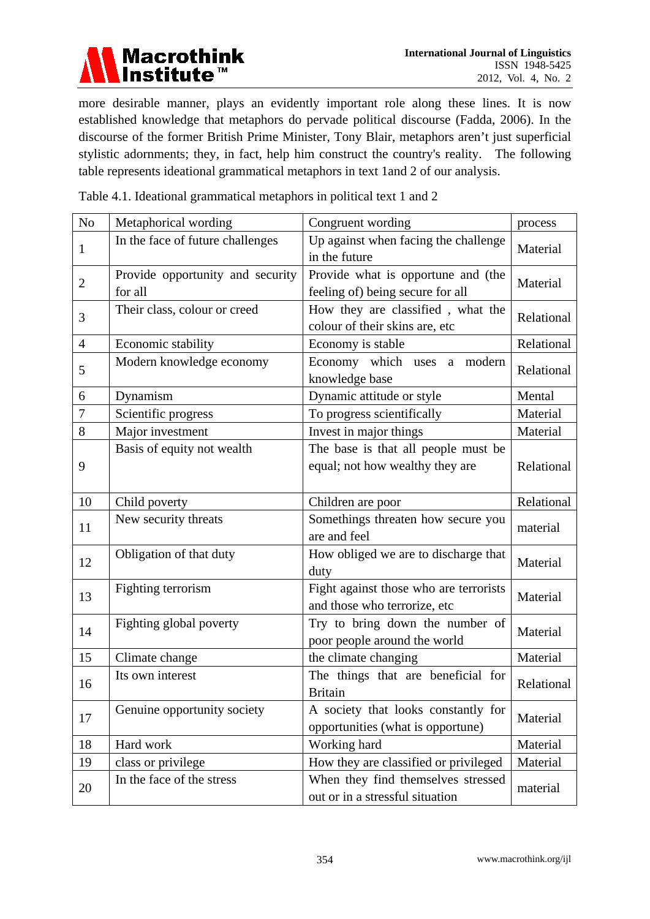more desirable manner, plays an evidently important role along these lines. It is now established knowledge that metaphors do pervade political discourse (Fadda, 2006). In the discourse of the former British Prime Minister, Tony Blair, metaphors aren't just superficial stylistic adornments; they, in fact, help him construct the country's reality. The following table represents ideational grammatical metaphors in text 1and 2 of our analysis.

Table 4.1. Ideational grammatical metaphors in political text 1 and 2

| No | Metaphorical wording | Congruent wording | process |
|---|---|---|---|
| 1 | In the face of future challenges | Up against when facing the challenge in the future | Material |
| 2 | Provide opportunity and security for all | Provide what is opportune and (the feeling of) being secure for all | Material |
| 3 | Their class, colour or creed | How they are classified , what the colour of their skins are, etc | Relational |
| 4 | Economic stability | Economy is stable | Relational |
| 5 | Modern knowledge economy | Economy which uses a modern knowledge base | Relational |
| 6 | Dynamism | Dynamic attitude or style | Mental |
| 7 | Scientific progress | To progress scientifically | Material |
| 8 | Major investment | Invest in major things | Material |
| 9 | Basis of equity not wealth | The base is that all people must be equal; not how wealthy they are | Relational |
| 10 | Child poverty | Children are poor | Relational |
| 11 | New security threats | Somethings threaten how secure you are and feel | material |
| 12 | Obligation of that duty | How obliged we are to discharge that duty | Material |
| 13 | Fighting terrorism | Fight against those who are terrorists and those who terrorize, etc | Material |
| 14 | Fighting global poverty | Try to bring down the number of poor people around the world | Material |
| 15 | Climate change | the climate changing | Material |
| 16 | Its own interest | The things that are beneficial for Britain | Relational |
| 17 | Genuine opportunity society | A society that looks constantly for opportunities (what is opportune) | Material |
| 18 | Hard work | Working hard | Material |
| 19 | class or privilege | How they are classified or privileged | Material |
| 20 | In the face of the stress | When they find themselves stressed out or in a stressful situation | material |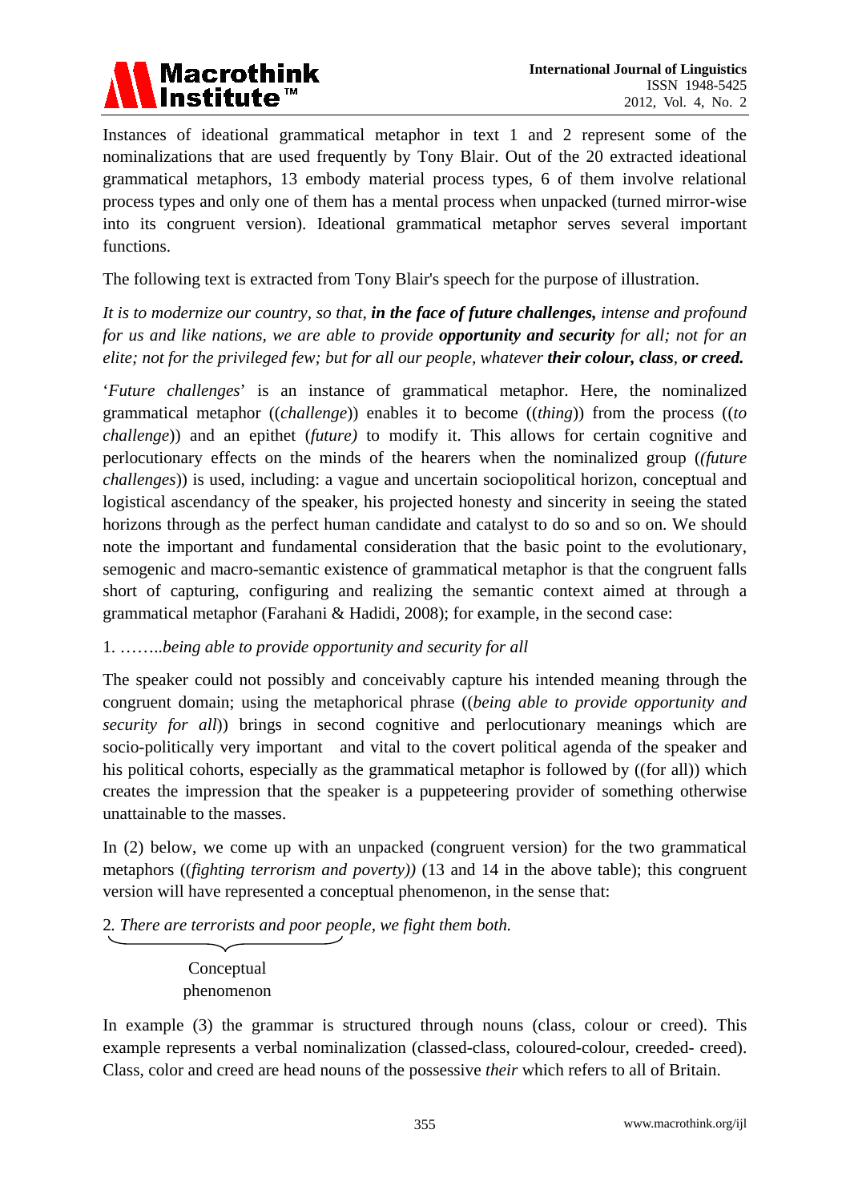Instances of ideational grammatical metaphor in text 1 and 2 represent some of the nominalizations that are used frequently by Tony Blair. Out of the 20 extracted ideational grammatical metaphors, 13 embody material process types, 6 of them involve relational process types and only one of them has a mental process when unpacked (turned mirror-wise into its congruent version). Ideational grammatical metaphor serves several important functions.

The following text is extracted from Tony Blair's speech for the purpose of illustration.

*It is to modernize our country, so that, **in the face of future challenges,** intense and profound for us and like nations, we are able to provide **opportunity and security** for all; not for an elite; not for the privileged few; but for all our people, whatever **their colour, class**, **or creed.***

'*Future challenges*' is an instance of grammatical metaphor. Here, the nominalized grammatical metaphor ((*challenge*)) enables it to become ((*thing*)) from the process ((*to challenge*)) and an epithet (*future)* to modify it. This allows for certain cognitive and perlocutionary effects on the minds of the hearers when the nominalized group (*(future challenges*)) is used, including: a vague and uncertain sociopolitical horizon, conceptual and logistical ascendancy of the speaker, his projected honesty and sincerity in seeing the stated horizons through as the perfect human candidate and catalyst to do so and so on. We should note the important and fundamental consideration that the basic point to the evolutionary, semogenic and macro-semantic existence of grammatical metaphor is that the congruent falls short of capturing, configuring and realizing the semantic context aimed at through a grammatical metaphor (Farahani & Hadidi, 2008); for example, in the second case:

1. ……..*being able to provide opportunity and security for all*

The speaker could not possibly and conceivably capture his intended meaning through the congruent domain; using the metaphorical phrase ((*being able to provide opportunity and security for all*)) brings in second cognitive and perlocutionary meanings which are socio-politically very important and vital to the covert political agenda of the speaker and his political cohorts, especially as the grammatical metaphor is followed by ((for all)) which creates the impression that the speaker is a puppeteering provider of something otherwise unattainable to the masses.

In (2) below, we come up with an unpacked (congruent version) for the two grammatical metaphors ((*fighting terrorism and poverty))* (13 and 14 in the above table); this congruent version will have represented a conceptual phenomenon, in the sense that:

2. *There are terrorists and poor people, we fight them both.*

Conceptual phenomenon

In example (3) the grammar is structured through nouns (class, colour or creed). This example represents a verbal nominalization (classed-class, coloured-colour, creeded- creed). Class, color and creed are head nouns of the possessive *their* which refers to all of Britain.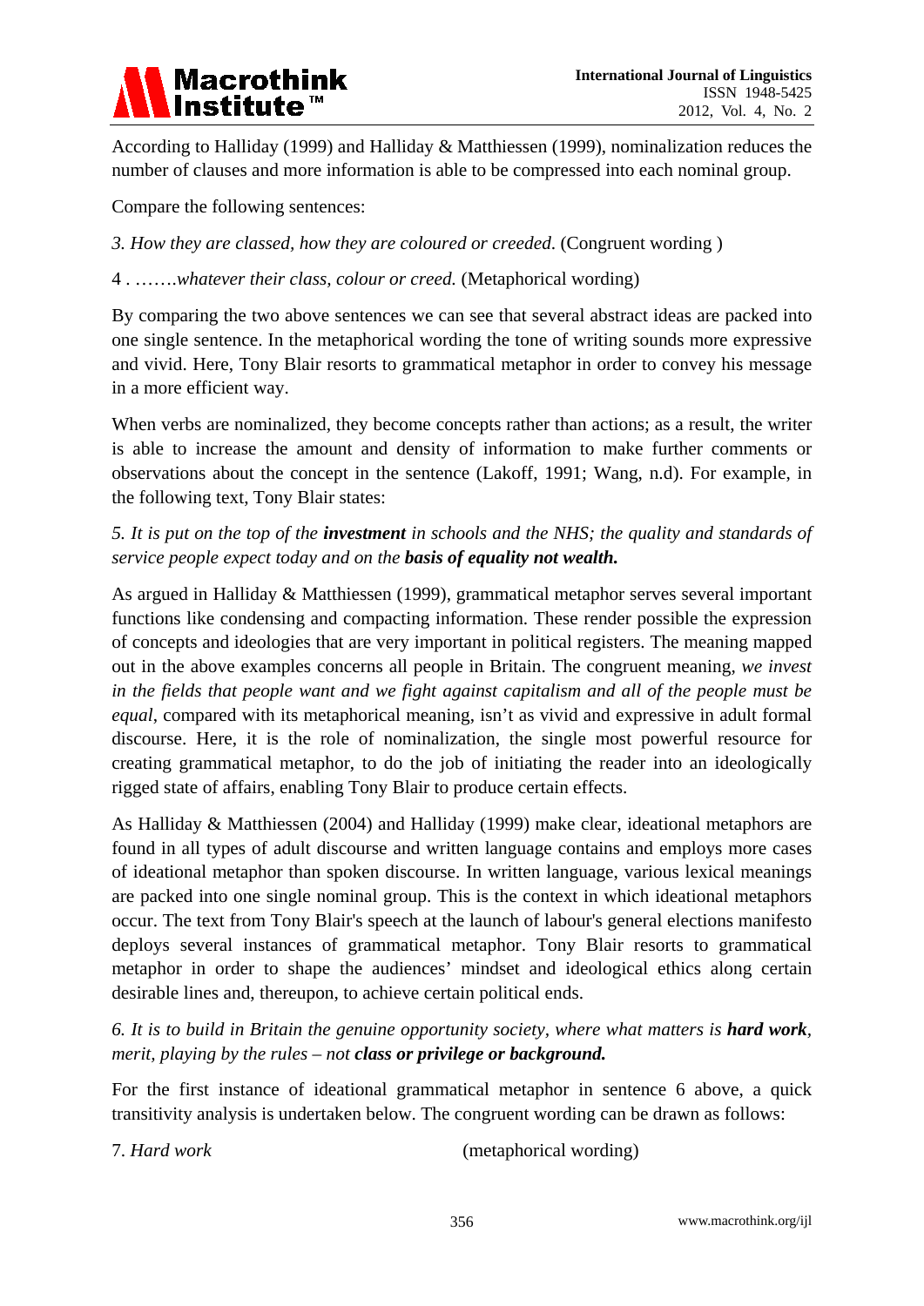According to Halliday (1999) and Halliday & Matthiessen (1999), nominalization reduces the number of clauses and more information is able to be compressed into each nominal group.

Compare the following sentences:

3. *How they are classed, how they are coloured or creeded.* (Congruent wording )

4 . …….*whatever their class, colour or creed.* (Metaphorical wording)

By comparing the two above sentences we can see that several abstract ideas are packed into one single sentence. In the metaphorical wording the tone of writing sounds more expressive and vivid. Here, Tony Blair resorts to grammatical metaphor in order to convey his message in a more efficient way.

When verbs are nominalized, they become concepts rather than actions; as a result, the writer is able to increase the amount and density of information to make further comments or observations about the concept in the sentence (Lakoff, 1991; Wang, n.d). For example, in the following text, Tony Blair states:

*5. It is put on the top of the **investment** in schools and the NHS; the quality and standards of service people expect today and on the **basis of equality not wealth.***

As argued in Halliday & Matthiessen (1999), grammatical metaphor serves several important functions like condensing and compacting information. These render possible the expression of concepts and ideologies that are very important in political registers. The meaning mapped out in the above examples concerns all people in Britain. The congruent meaning, *we invest in the fields that people want and we fight against capitalism and all of the people must be equal*, compared with its metaphorical meaning, isn't as vivid and expressive in adult formal discourse. Here, it is the role of nominalization, the single most powerful resource for creating grammatical metaphor, to do the job of initiating the reader into an ideologically rigged state of affairs, enabling Tony Blair to produce certain effects.

As Halliday & Matthiessen (2004) and Halliday (1999) make clear, ideational metaphors are found in all types of adult discourse and written language contains and employs more cases of ideational metaphor than spoken discourse. In written language, various lexical meanings are packed into one single nominal group. This is the context in which ideational metaphors occur. The text from Tony Blair's speech at the launch of labour's general elections manifesto deploys several instances of grammatical metaphor. Tony Blair resorts to grammatical metaphor in order to shape the audiences' mindset and ideological ethics along certain desirable lines and, thereupon, to achieve certain political ends.

*6. It is to build in Britain the genuine opportunity society, where what matters is **hard work**, merit, playing by the rules – not **class or privilege or background.***

For the first instance of ideational grammatical metaphor in sentence 6 above, a quick transitivity analysis is undertaken below. The congruent wording can be drawn as follows:

7. *Hard work* (metaphorical wording)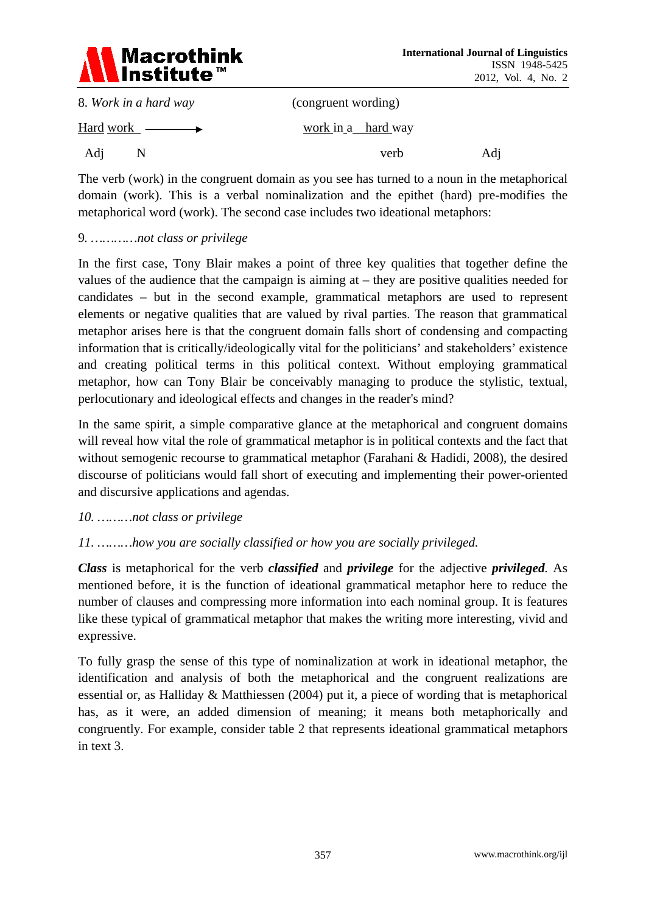8. *Work in a hard way* (congruent wording)

| | | | |
|---|---|---|---|
| Hard work ⟶ | | work in a hard way | |
| Adj | N | verb | Adj |

The verb (work) in the congruent domain as you see has turned to a noun in the metaphorical domain (work). This is a verbal nominalization and the epithet (hard) pre-modifies the metaphorical word (work). The second case includes two ideational metaphors:

9. *…………not class or privilege*

In the first case, Tony Blair makes a point of three key qualities that together define the values of the audience that the campaign is aiming at – they are positive qualities needed for candidates – but in the second example, grammatical metaphors are used to represent elements or negative qualities that are valued by rival parties. The reason that grammatical metaphor arises here is that the congruent domain falls short of condensing and compacting information that is critically/ideologically vital for the politicians' and stakeholders' existence and creating political terms in this political context. Without employing grammatical metaphor, how can Tony Blair be conceivably managing to produce the stylistic, textual, perlocutionary and ideological effects and changes in the reader's mind?

In the same spirit, a simple comparative glance at the metaphorical and congruent domains will reveal how vital the role of grammatical metaphor is in political contexts and the fact that without semogenic recourse to grammatical metaphor (Farahani & Hadidi, 2008), the desired discourse of politicians would fall short of executing and implementing their power-oriented and discursive applications and agendas.

*10. ………not class or privilege*

*11. ………how you are socially classified or how you are socially privileged.*

***Class*** is metaphorical for the verb ***classified*** and ***privilege*** for the adjective ***privileged***. As mentioned before, it is the function of ideational grammatical metaphor here to reduce the number of clauses and compressing more information into each nominal group. It is features like these typical of grammatical metaphor that makes the writing more interesting, vivid and expressive.

To fully grasp the sense of this type of nominalization at work in ideational metaphor, the identification and analysis of both the metaphorical and the congruent realizations are essential or, as Halliday & Matthiessen (2004) put it, a piece of wording that is metaphorical has, as it were, an added dimension of meaning; it means both metaphorically and congruently. For example, consider table 2 that represents ideational grammatical metaphors in text 3.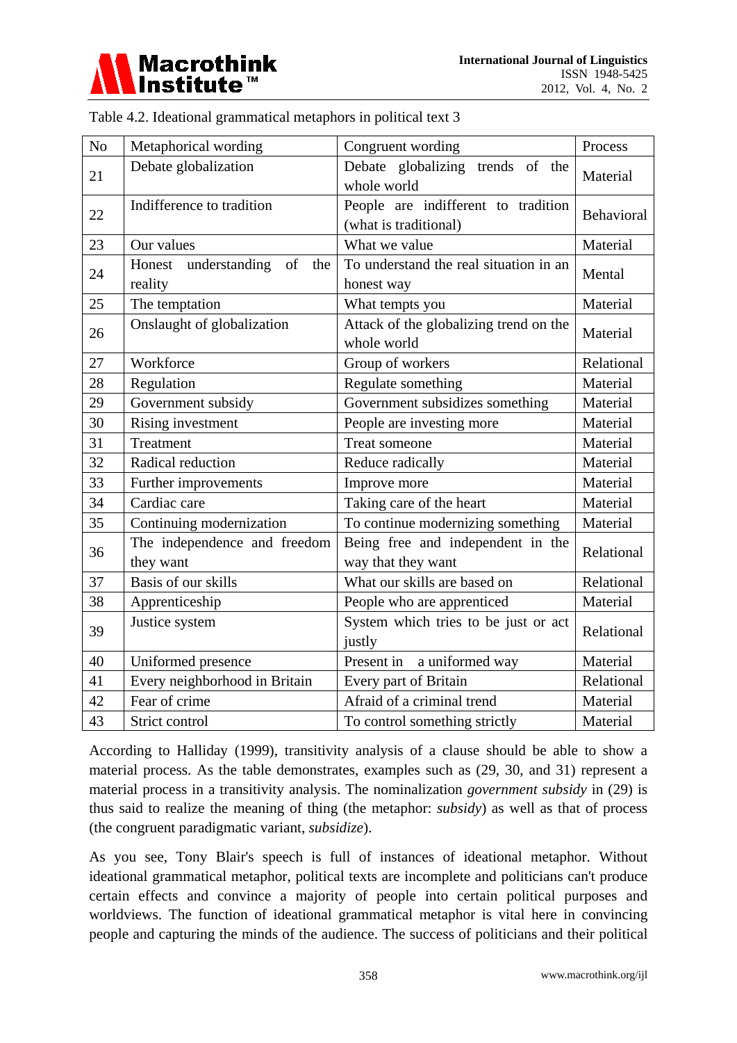Table 4.2. Ideational grammatical metaphors in political text 3

| No | Metaphorical wording | Congruent wording | Process |
|---|---|---|---|
| 21 | Debate globalization | Debate globalizing trends of the whole world | Material |
| 22 | Indifference to tradition | People are indifferent to tradition (what is traditional) | Behavioral |
| 23 | Our values | What we value | Material |
| 24 | Honest understanding of the reality | To understand the real situation in an honest way | Mental |
| 25 | The temptation | What tempts you | Material |
| 26 | Onslaught of globalization | Attack of the globalizing trend on the whole world | Material |
| 27 | Workforce | Group of workers | Relational |
| 28 | Regulation | Regulate something | Material |
| 29 | Government subsidy | Government subsidizes something | Material |
| 30 | Rising investment | People are investing more | Material |
| 31 | Treatment | Treat someone | Material |
| 32 | Radical reduction | Reduce radically | Material |
| 33 | Further improvements | Improve more | Material |
| 34 | Cardiac care | Taking care of the heart | Material |
| 35 | Continuing modernization | To continue modernizing something | Material |
| 36 | The independence and freedom they want | Being free and independent in the way that they want | Relational |
| 37 | Basis of our skills | What our skills are based on | Relational |
| 38 | Apprenticeship | People who are apprenticed | Material |
| 39 | Justice system | System which tries to be just or act justly | Relational |
| 40 | Uniformed presence | Present in a uniformed way | Material |
| 41 | Every neighborhood in Britain | Every part of Britain | Relational |
| 42 | Fear of crime | Afraid of a criminal trend | Material |
| 43 | Strict control | To control something strictly | Material |

According to Halliday (1999), transitivity analysis of a clause should be able to show a material process. As the table demonstrates, examples such as (29, 30, and 31) represent a material process in a transitivity analysis. The nominalization *government subsidy* in (29) is thus said to realize the meaning of thing (the metaphor: *subsidy*) as well as that of process (the congruent paradigmatic variant, *subsidize*).

As you see, Tony Blair's speech is full of instances of ideational metaphor. Without ideational grammatical metaphor, political texts are incomplete and politicians can't produce certain effects and convince a majority of people into certain political purposes and worldviews. The function of ideational grammatical metaphor is vital here in convincing people and capturing the minds of the audience. The success of politicians and their political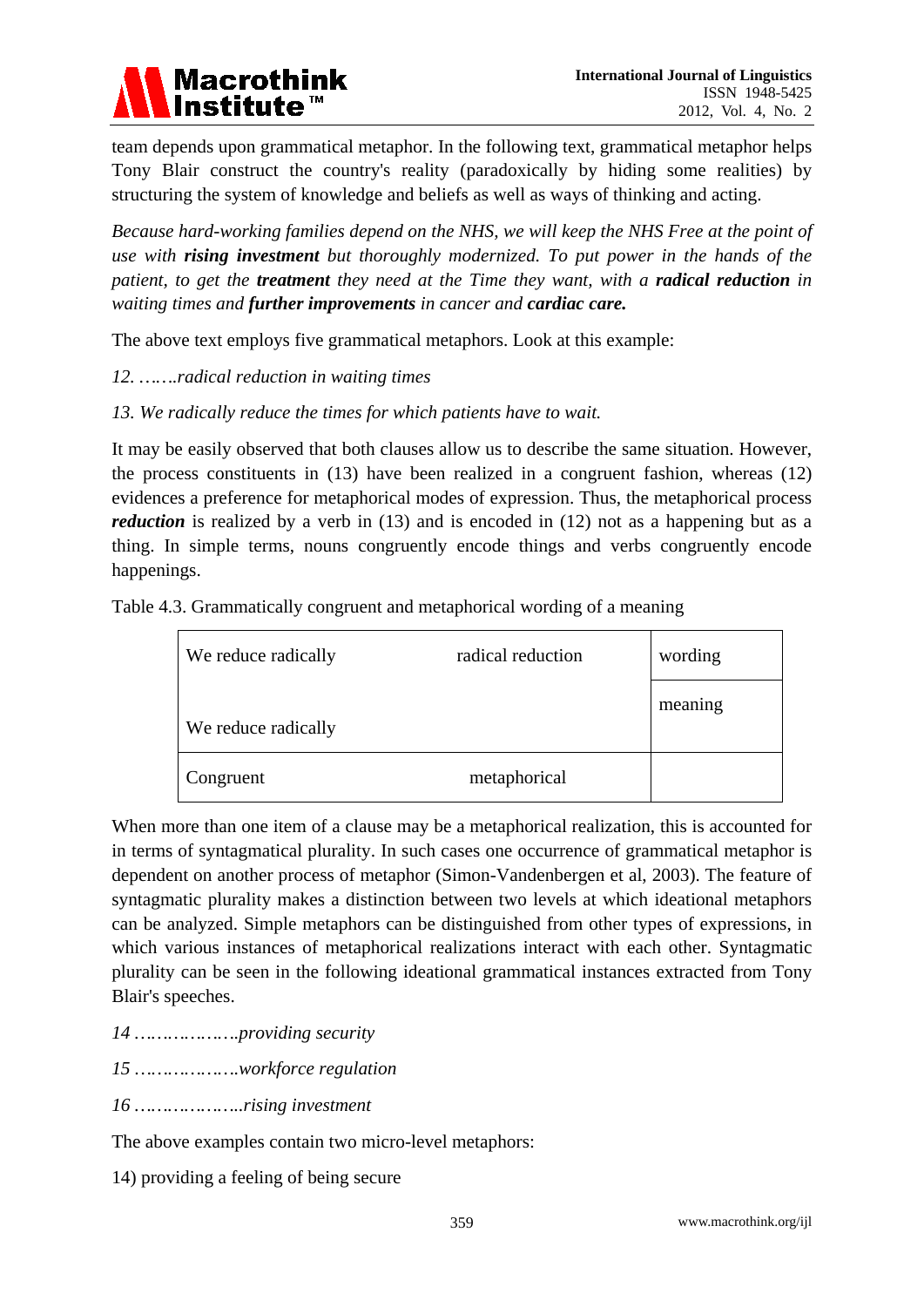team depends upon grammatical metaphor. In the following text, grammatical metaphor helps Tony Blair construct the country's reality (paradoxically by hiding some realities) by structuring the system of knowledge and beliefs as well as ways of thinking and acting.

*Because hard-working families depend on the NHS, we will keep the NHS Free at the point of use with **rising investment** but thoroughly modernized. To put power in the hands of the patient, to get the **treatment** they need at the Time they want, with a **radical reduction** in waiting times and **further improvements** in cancer and **cardiac care.***

The above text employs five grammatical metaphors. Look at this example:

*12. …….radical reduction in waiting times*

*13. We radically reduce the times for which patients have to wait.*

It may be easily observed that both clauses allow us to describe the same situation. However, the process constituents in (13) have been realized in a congruent fashion, whereas (12) evidences a preference for metaphorical modes of expression. Thus, the metaphorical process ***reduction*** is realized by a verb in (13) and is encoded in (12) not as a happening but as a thing. In simple terms, nouns congruently encode things and verbs congruently encode happenings.

Table 4.3. Grammatically congruent and metaphorical wording of a meaning

| | | |
|---|---|---|
| We reduce radically | radical reduction | wording |
| We reduce radically | | meaning |
| Congruent | metaphorical | |

When more than one item of a clause may be a metaphorical realization, this is accounted for in terms of syntagmatical plurality. In such cases one occurrence of grammatical metaphor is dependent on another process of metaphor (Simon-Vandenbergen et al, 2003). The feature of syntagmatic plurality makes a distinction between two levels at which ideational metaphors can be analyzed. Simple metaphors can be distinguished from other types of expressions, in which various instances of metaphorical realizations interact with each other. Syntagmatic plurality can be seen in the following ideational grammatical instances extracted from Tony Blair's speeches.

*14 ……………….providing security*

*15 ……………….workforce regulation*

*16 ………………..rising investment*

The above examples contain two micro-level metaphors:

14) providing a feeling of being secure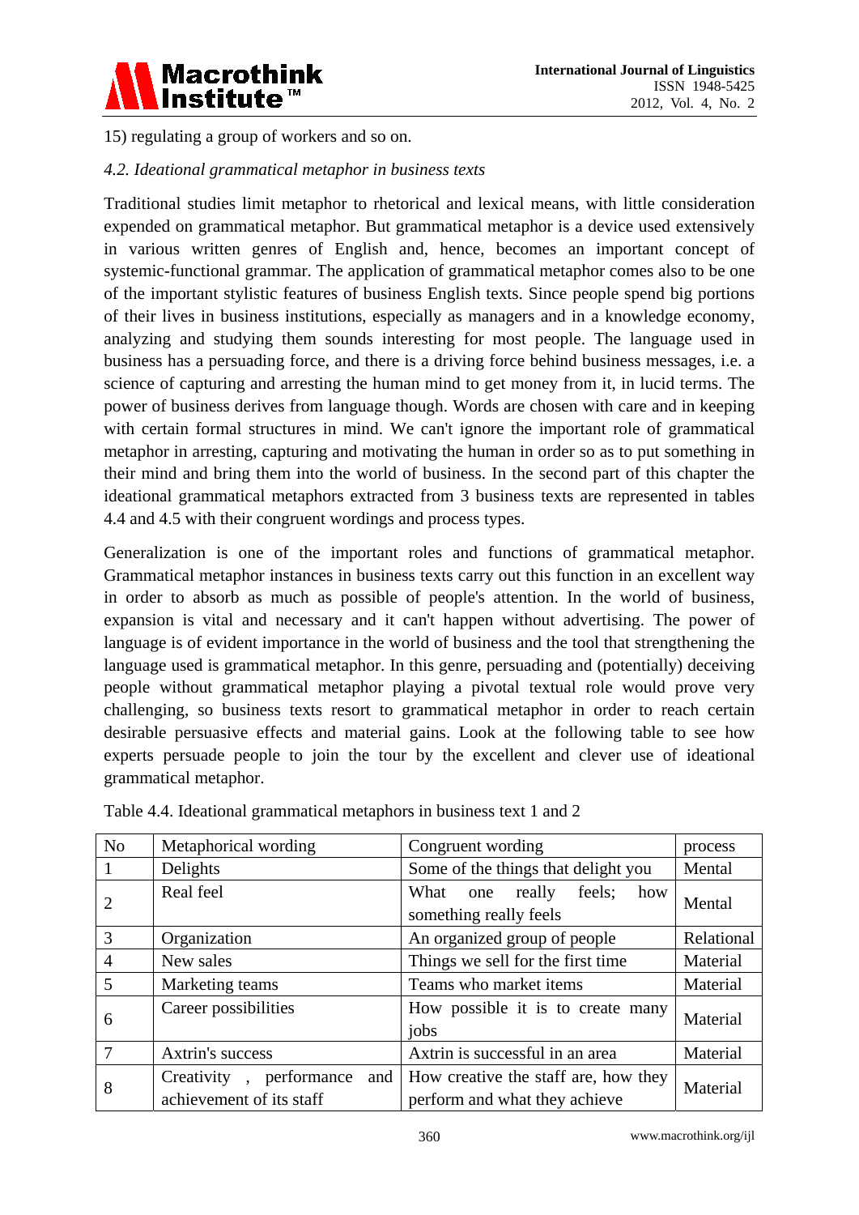15) regulating a group of workers and so on.

### *4.2. Ideational grammatical metaphor in business texts*

Traditional studies limit metaphor to rhetorical and lexical means, with little consideration expended on grammatical metaphor. But grammatical metaphor is a device used extensively in various written genres of English and, hence, becomes an important concept of systemic-functional grammar. The application of grammatical metaphor comes also to be one of the important stylistic features of business English texts. Since people spend big portions of their lives in business institutions, especially as managers and in a knowledge economy, analyzing and studying them sounds interesting for most people. The language used in business has a persuading force, and there is a driving force behind business messages, i.e. a science of capturing and arresting the human mind to get money from it, in lucid terms. The power of business derives from language though. Words are chosen with care and in keeping with certain formal structures in mind. We can't ignore the important role of grammatical metaphor in arresting, capturing and motivating the human in order so as to put something in their mind and bring them into the world of business. In the second part of this chapter the ideational grammatical metaphors extracted from 3 business texts are represented in tables 4.4 and 4.5 with their congruent wordings and process types.

Generalization is one of the important roles and functions of grammatical metaphor. Grammatical metaphor instances in business texts carry out this function in an excellent way in order to absorb as much as possible of people's attention. In the world of business, expansion is vital and necessary and it can't happen without advertising. The power of language is of evident importance in the world of business and the tool that strengthening the language used is grammatical metaphor. In this genre, persuading and (potentially) deceiving people without grammatical metaphor playing a pivotal textual role would prove very challenging, so business texts resort to grammatical metaphor in order to reach certain desirable persuasive effects and material gains. Look at the following table to see how experts persuade people to join the tour by the excellent and clever use of ideational grammatical metaphor.

Table 4.4. Ideational grammatical metaphors in business text 1 and 2

| No | Metaphorical wording | Congruent wording | process |
|---|---|---|---|
| 1 | Delights | Some of the things that delight you | Mental |
| 2 | Real feel | What one really feels; how something really feels | Mental |
| 3 | Organization | An organized group of people | Relational |
| 4 | New sales | Things we sell for the first time | Material |
| 5 | Marketing teams | Teams who market items | Material |
| 6 | Career possibilities | How possible it is to create many jobs | Material |
| 7 | Axtrin's success | Axtrin is successful in an area | Material |
| 8 | Creativity , performance and achievement of its staff | How creative the staff are, how they perform and what they achieve | Material |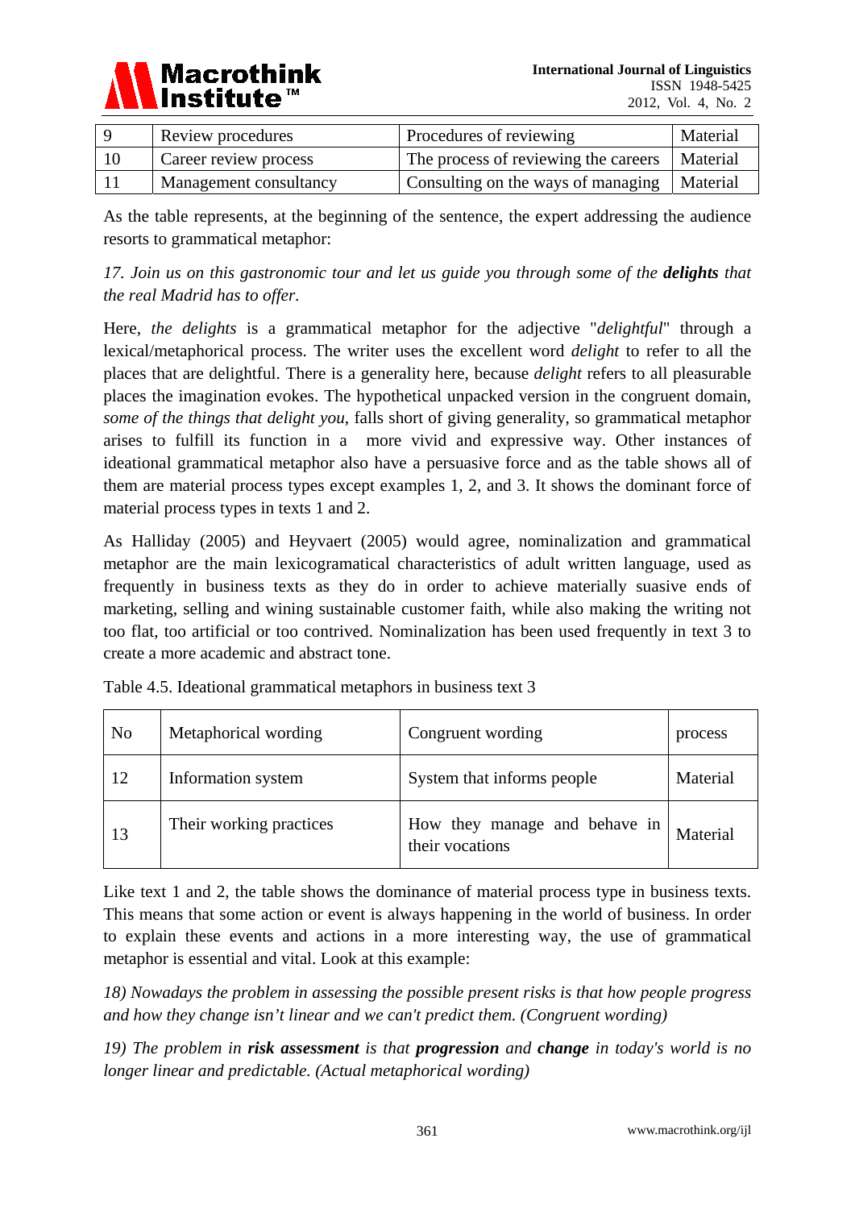| 9 | Review procedures | Procedures of reviewing | Material |
|---|---|---|---|
| 10 | Career review process | The process of reviewing the careers | Material |
| 11 | Management consultancy | Consulting on the ways of managing | Material |

As the table represents, at the beginning of the sentence, the expert addressing the audience resorts to grammatical metaphor:

*17. Join us on this gastronomic tour and let us guide you through some of the **delights** that the real Madrid has to offer.*

Here, *the delights* is a grammatical metaphor for the adjective "*delightful*" through a lexical/metaphorical process. The writer uses the excellent word *delight* to refer to all the places that are delightful. There is a generality here, because *delight* refers to all pleasurable places the imagination evokes. The hypothetical unpacked version in the congruent domain, *some of the things that delight you*, falls short of giving generality, so grammatical metaphor arises to fulfill its function in a more vivid and expressive way. Other instances of ideational grammatical metaphor also have a persuasive force and as the table shows all of them are material process types except examples 1, 2, and 3. It shows the dominant force of material process types in texts 1 and 2.

As Halliday (2005) and Heyvaert (2005) would agree, nominalization and grammatical metaphor are the main lexicogramatical characteristics of adult written language, used as frequently in business texts as they do in order to achieve materially suasive ends of marketing, selling and wining sustainable customer faith, while also making the writing not too flat, too artificial or too contrived. Nominalization has been used frequently in text 3 to create a more academic and abstract tone.

Table 4.5. Ideational grammatical metaphors in business text 3

| No | Metaphorical wording | Congruent wording | process |
|---|---|---|---|
| 12 | Information system | System that informs people | Material |
| 13 | Their working practices | How they manage and behave in their vocations | Material |

Like text 1 and 2, the table shows the dominance of material process type in business texts. This means that some action or event is always happening in the world of business. In order to explain these events and actions in a more interesting way, the use of grammatical metaphor is essential and vital. Look at this example:

*18) Nowadays the problem in assessing the possible present risks is that how people progress and how they change isn't linear and we can't predict them. (Congruent wording)*

*19) The problem in **risk assessment** is that **progression** and **change** in today's world is no longer linear and predictable. (Actual metaphorical wording)*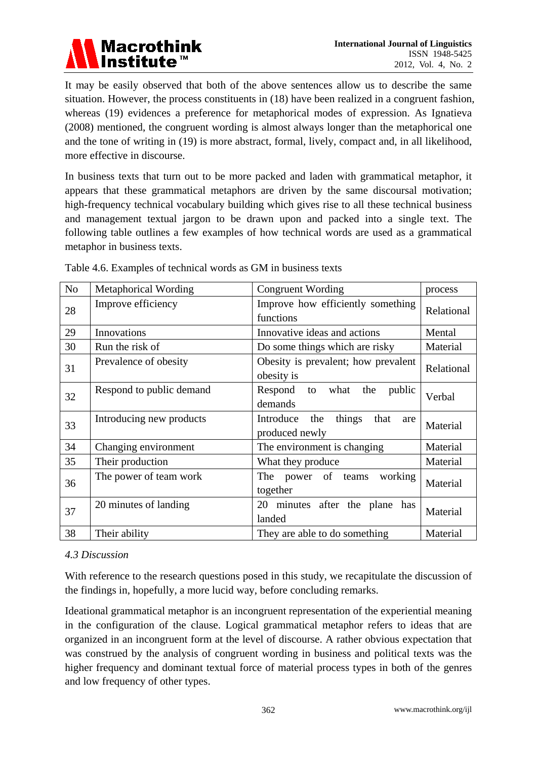It may be easily observed that both of the above sentences allow us to describe the same situation. However, the process constituents in (18) have been realized in a congruent fashion, whereas (19) evidences a preference for metaphorical modes of expression. As Ignatieva (2008) mentioned, the congruent wording is almost always longer than the metaphorical one and the tone of writing in (19) is more abstract, formal, lively, compact and, in all likelihood, more effective in discourse.

In business texts that turn out to be more packed and laden with grammatical metaphor, it appears that these grammatical metaphors are driven by the same discoursal motivation; high-frequency technical vocabulary building which gives rise to all these technical business and management textual jargon to be drawn upon and packed into a single text. The following table outlines a few examples of how technical words are used as a grammatical metaphor in business texts.

Table 4.6. Examples of technical words as GM in business texts

| No | Metaphorical Wording | Congruent Wording | process |
|---|---|---|---|
| 28 | Improve efficiency | Improve how efficiently something functions | Relational |
| 29 | Innovations | Innovative ideas and actions | Mental |
| 30 | Run the risk of | Do some things which are risky | Material |
| 31 | Prevalence of obesity | Obesity is prevalent; how prevalent obesity is | Relational |
| 32 | Respond to public demand | Respond to what the public demands | Verbal |
| 33 | Introducing new products | Introduce the things that are produced newly | Material |
| 34 | Changing environment | The environment is changing | Material |
| 35 | Their production | What they produce | Material |
| 36 | The power of team work | The power of teams working together | Material |
| 37 | 20 minutes of landing | 20 minutes after the plane has landed | Material |
| 38 | Their ability | They are able to do something | Material |

*4.3 Discussion*

With reference to the research questions posed in this study, we recapitulate the discussion of the findings in, hopefully, a more lucid way, before concluding remarks.

Ideational grammatical metaphor is an incongruent representation of the experiential meaning in the configuration of the clause. Logical grammatical metaphor refers to ideas that are organized in an incongruent form at the level of discourse. A rather obvious expectation that was construed by the analysis of congruent wording in business and political texts was the higher frequency and dominant textual force of material process types in both of the genres and low frequency of other types.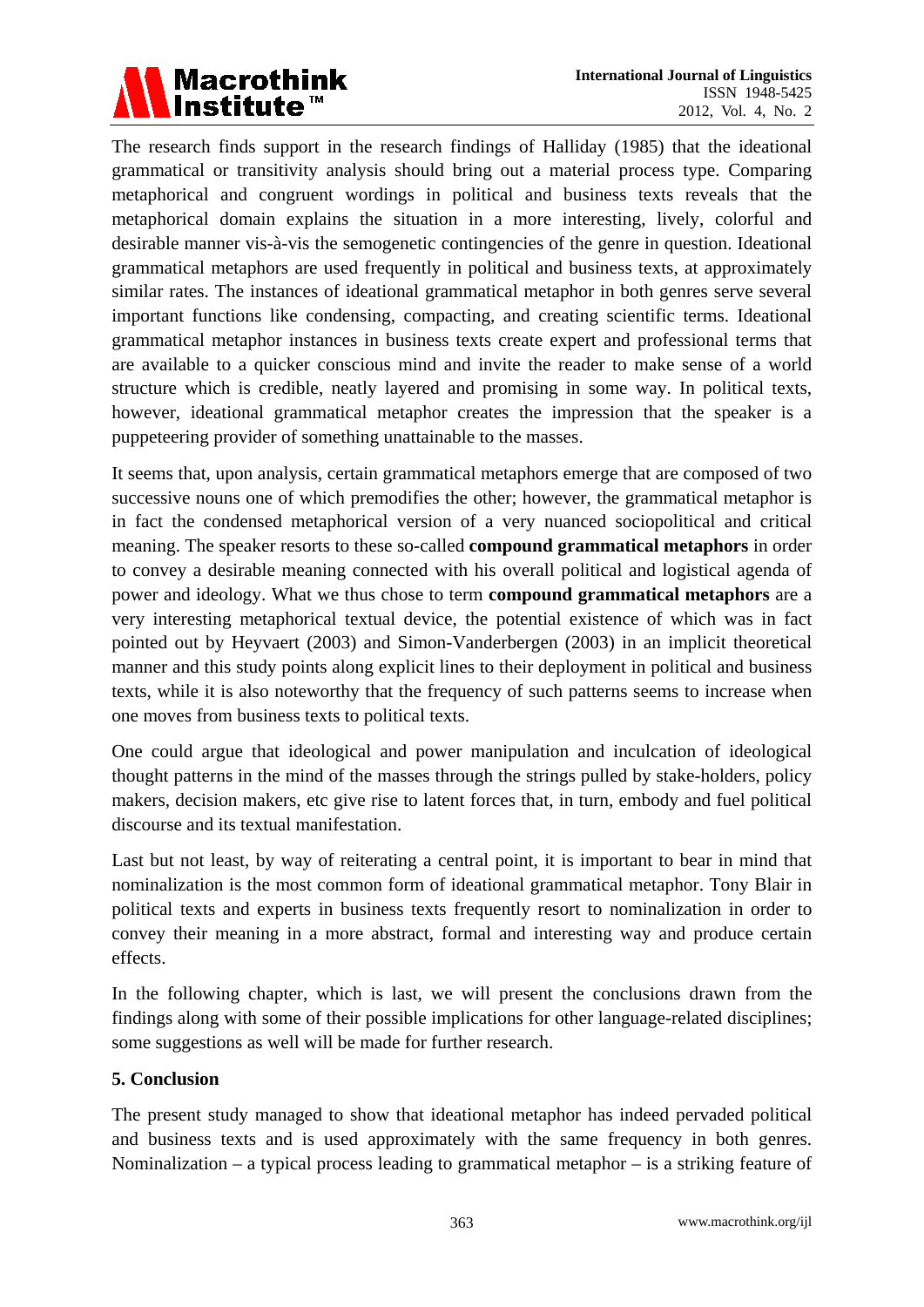The research finds support in the research findings of Halliday (1985) that the ideational grammatical or transitivity analysis should bring out a material process type. Comparing metaphorical and congruent wordings in political and business texts reveals that the metaphorical domain explains the situation in a more interesting, lively, colorful and desirable manner vis-à-vis the semogenetic contingencies of the genre in question. Ideational grammatical metaphors are used frequently in political and business texts, at approximately similar rates. The instances of ideational grammatical metaphor in both genres serve several important functions like condensing, compacting, and creating scientific terms. Ideational grammatical metaphor instances in business texts create expert and professional terms that are available to a quicker conscious mind and invite the reader to make sense of a world structure which is credible, neatly layered and promising in some way. In political texts, however, ideational grammatical metaphor creates the impression that the speaker is a puppeteering provider of something unattainable to the masses.

It seems that, upon analysis, certain grammatical metaphors emerge that are composed of two successive nouns one of which premodifies the other; however, the grammatical metaphor is in fact the condensed metaphorical version of a very nuanced sociopolitical and critical meaning. The speaker resorts to these so-called **compound grammatical metaphors** in order to convey a desirable meaning connected with his overall political and logistical agenda of power and ideology. What we thus chose to term **compound grammatical metaphors** are a very interesting metaphorical textual device, the potential existence of which was in fact pointed out by Heyvaert (2003) and Simon-Vanderbergen (2003) in an implicit theoretical manner and this study points along explicit lines to their deployment in political and business texts, while it is also noteworthy that the frequency of such patterns seems to increase when one moves from business texts to political texts.

One could argue that ideological and power manipulation and inculcation of ideological thought patterns in the mind of the masses through the strings pulled by stake-holders, policy makers, decision makers, etc give rise to latent forces that, in turn, embody and fuel political discourse and its textual manifestation.

Last but not least, by way of reiterating a central point, it is important to bear in mind that nominalization is the most common form of ideational grammatical metaphor. Tony Blair in political texts and experts in business texts frequently resort to nominalization in order to convey their meaning in a more abstract, formal and interesting way and produce certain effects.

In the following chapter, which is last, we will present the conclusions drawn from the findings along with some of their possible implications for other language-related disciplines; some suggestions as well will be made for further research.

## 5. Conclusion

The present study managed to show that ideational metaphor has indeed pervaded political and business texts and is used approximately with the same frequency in both genres. Nominalization – a typical process leading to grammatical metaphor – is a striking feature of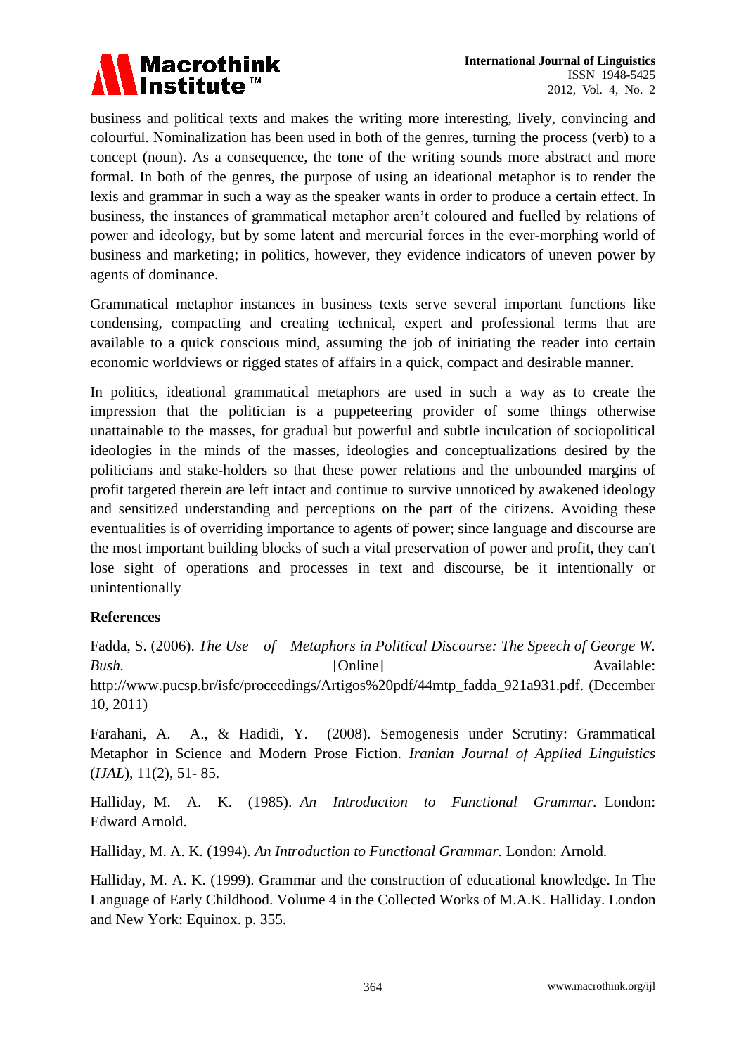business and political texts and makes the writing more interesting, lively, convincing and colourful. Nominalization has been used in both of the genres, turning the process (verb) to a concept (noun). As a consequence, the tone of the writing sounds more abstract and more formal. In both of the genres, the purpose of using an ideational metaphor is to render the lexis and grammar in such a way as the speaker wants in order to produce a certain effect. In business, the instances of grammatical metaphor aren't coloured and fuelled by relations of power and ideology, but by some latent and mercurial forces in the ever-morphing world of business and marketing; in politics, however, they evidence indicators of uneven power by agents of dominance.

Grammatical metaphor instances in business texts serve several important functions like condensing, compacting and creating technical, expert and professional terms that are available to a quick conscious mind, assuming the job of initiating the reader into certain economic worldviews or rigged states of affairs in a quick, compact and desirable manner.

In politics, ideational grammatical metaphors are used in such a way as to create the impression that the politician is a puppeteering provider of some things otherwise unattainable to the masses, for gradual but powerful and subtle inculcation of sociopolitical ideologies in the minds of the masses, ideologies and conceptualizations desired by the politicians and stake-holders so that these power relations and the unbounded margins of profit targeted therein are left intact and continue to survive unnoticed by awakened ideology and sensitized understanding and perceptions on the part of the citizens. Avoiding these eventualities is of overriding importance to agents of power; since language and discourse are the most important building blocks of such a vital preservation of power and profit, they can't lose sight of operations and processes in text and discourse, be it intentionally or unintentionally

## References

Fadda, S. (2006). *The Use of Metaphors in Political Discourse: The Speech of George W. Bush.* [Online] Available: http://www.pucsp.br/isfc/proceedings/Artigos%20pdf/44mtp_fadda_921a931.pdf. (December 10, 2011)

Farahani, A. A., & Hadidi, Y. (2008). Semogenesis under Scrutiny: Grammatical Metaphor in Science and Modern Prose Fiction. *Iranian Journal of Applied Linguistics* (*IJAL*), 11(2), 51- 85.

Halliday, M. A. K. (1985). *An Introduction to Functional Grammar*. London: Edward Arnold.

Halliday, M. A. K. (1994). *An Introduction to Functional Grammar.* London: Arnold.

Halliday, M. A. K. (1999). Grammar and the construction of educational knowledge. In The Language of Early Childhood. Volume 4 in the Collected Works of M.A.K. Halliday. London and New York: Equinox. p. 355.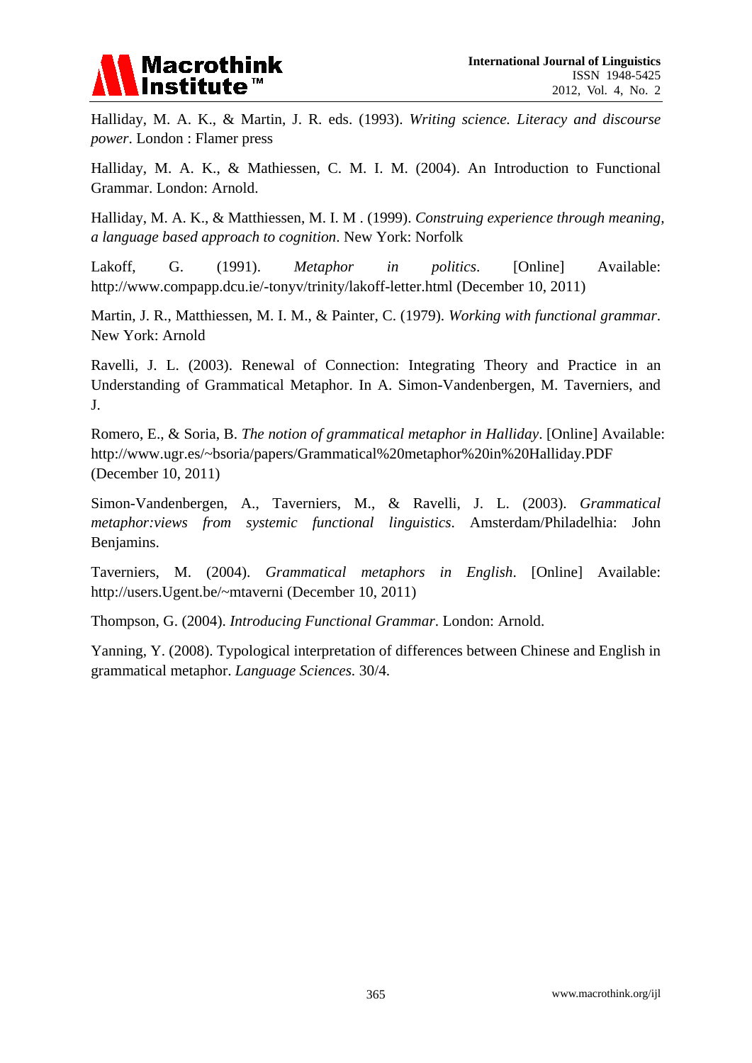Halliday, M. A. K., & Martin, J. R. eds. (1993). *Writing science. Literacy and discourse power*. London : Flamer press

Halliday, M. A. K., & Mathiessen, C. M. I. M. (2004). An Introduction to Functional Grammar. London: Arnold.

Halliday, M. A. K., & Matthiessen, M. I. M . (1999). *Construing experience through meaning, a language based approach to cognition*. New York: Norfolk

Lakoff, G. (1991). *Metaphor in politics*. [Online] Available: http://www.compapp.dcu.ie/-tonyv/trinity/lakoff-letter.html (December 10, 2011)

Martin, J. R., Matthiessen, M. I. M., & Painter, C. (1979). *Working with functional grammar*. New York: Arnold

Ravelli, J. L. (2003). Renewal of Connection: Integrating Theory and Practice in an Understanding of Grammatical Metaphor. In A. Simon-Vandenbergen, M. Taverniers, and J.

Romero, E., & Soria, B. *The notion of grammatical metaphor in Halliday*. [Online] Available: http://www.ugr.es/~bsoria/papers/Grammatical%20metaphor%20in%20Halliday.PDF (December 10, 2011)

Simon-Vandenbergen, A., Taverniers, M., & Ravelli, J. L. (2003). *Grammatical metaphor:views from systemic functional linguistics*. Amsterdam/Philadelhia: John Benjamins.

Taverniers, M. (2004). *Grammatical metaphors in English*. [Online] Available: http://users.Ugent.be/~mtaverni (December 10, 2011)

Thompson, G. (2004). *Introducing Functional Grammar*. London: Arnold.

Yanning, Y. (2008). Typological interpretation of differences between Chinese and English in grammatical metaphor. *Language Sciences*. 30/4.